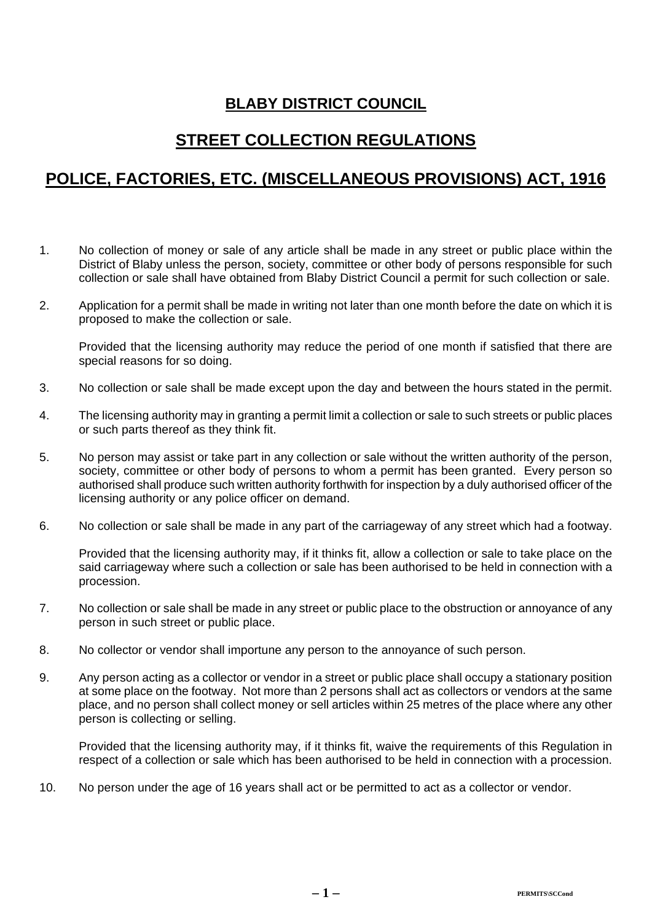# BLABY DISTRICT COUNCIL

## STREET COLLECTION REGULATIONS

## POLICE, FACTORIES, ETC. (MISCELLANEOUS PROVISIONS) ACT, 1916

1. No collection of money or sale of any article shall be made in any street or public place within the District of Blaby unless the person, society, committee or other body of persons responsible for such collection or sale shall have obtained from Blaby District Council a permit for such collection or sale.

2. Application for a permit shall be made in writing not later than one month before the date on which it is proposed to make the collection or sale.

   Provided that the licensing authority may reduce the period of one month if satisfied that there are special reasons for so doing.

3. No collection or sale shall be made except upon the day and between the hours stated in the permit.

4. The licensing authority may in granting a permit limit a collection or sale to such streets or public places or such parts thereof as they think fit.

5. No person may assist or take part in any collection or sale without the written authority of the person, society, committee or other body of persons to whom a permit has been granted. Every person so authorised shall produce such written authority forthwith for inspection by a duly authorised officer of the licensing authority or any police officer on demand.

6. No collection or sale shall be made in any part of the carriageway of any street which had a footway.

   Provided that the licensing authority may, if it thinks fit, allow a collection or sale to take place on the said carriageway where such a collection or sale has been authorised to be held in connection with a procession.

7. No collection or sale shall be made in any street or public place to the obstruction or annoyance of any person in such street or public place.

8. No collector or vendor shall importune any person to the annoyance of such person.

9. Any person acting as a collector or vendor in a street or public place shall occupy a stationary position at some place on the footway. Not more than 2 persons shall act as collectors or vendors at the same place, and no person shall collect money or sell articles within 25 metres of the place where any other person is collecting or selling.

   Provided that the licensing authority may, if it thinks fit, waive the requirements of this Regulation in respect of a collection or sale which has been authorised to be held in connection with a procession.

10. No person under the age of 16 years shall act or be permitted to act as a collector or vendor.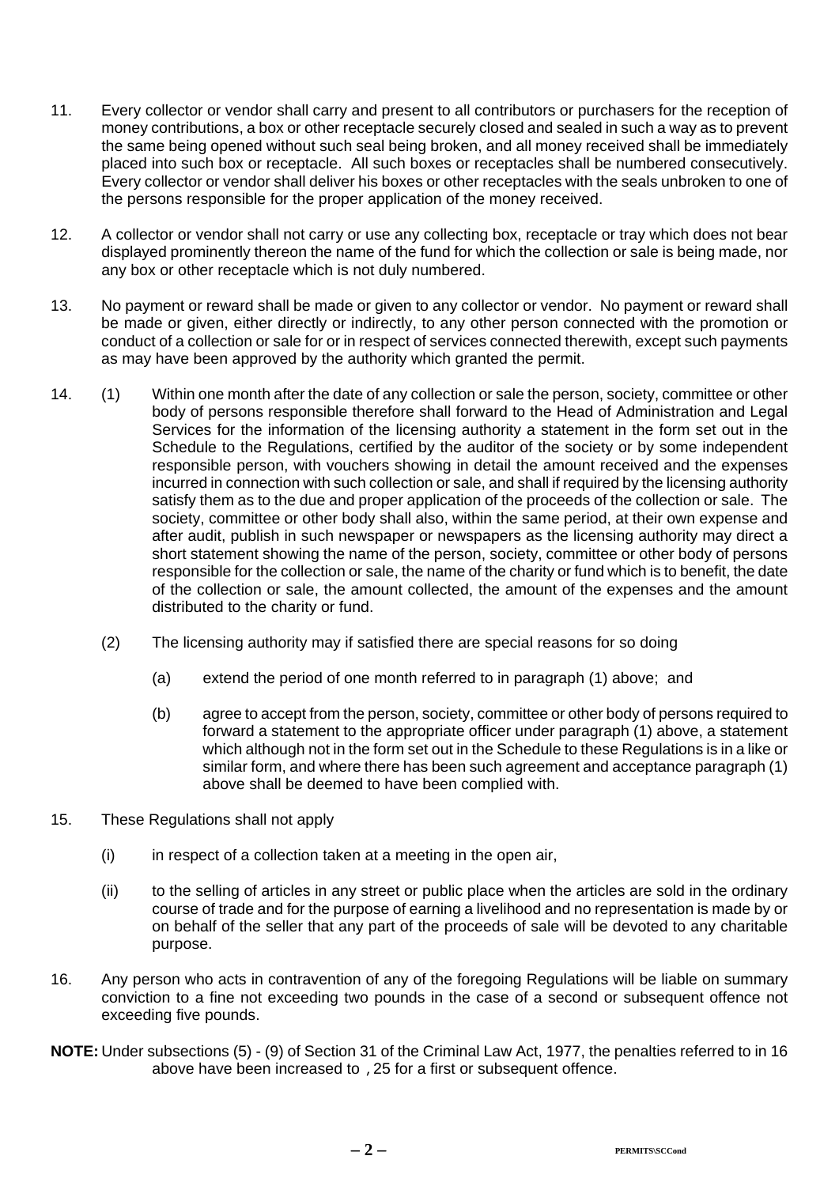11. Every collector or vendor shall carry and present to all contributors or purchasers for the reception of money contributions, a box or other receptacle securely closed and sealed in such a way as to prevent the same being opened without such seal being broken, and all money received shall be immediately placed into such box or receptacle. All such boxes or receptacles shall be numbered consecutively. Every collector or vendor shall deliver his boxes or other receptacles with the seals unbroken to one of the persons responsible for the proper application of the money received.

12. A collector or vendor shall not carry or use any collecting box, receptacle or tray which does not bear displayed prominently thereon the name of the fund for which the collection or sale is being made, nor any box or other receptacle which is not duly numbered.

13. No payment or reward shall be made or given to any collector or vendor. No payment or reward shall be made or given, either directly or indirectly, to any other person connected with the promotion or conduct of a collection or sale for or in respect of services connected therewith, except such payments as may have been approved by the authority which granted the permit.

14. (1) Within one month after the date of any collection or sale the person, society, committee or other body of persons responsible therefore shall forward to the Head of Administration and Legal Services for the information of the licensing authority a statement in the form set out in the Schedule to the Regulations, certified by the auditor of the society or by some independent responsible person, with vouchers showing in detail the amount received and the expenses incurred in connection with such collection or sale, and shall if required by the licensing authority satisfy them as to the due and proper application of the proceeds of the collection or sale. The society, committee or other body shall also, within the same period, at their own expense and after audit, publish in such newspaper or newspapers as the licensing authority may direct a short statement showing the name of the person, society, committee or other body of persons responsible for the collection or sale, the name of the charity or fund which is to benefit, the date of the collection or sale, the amount collected, the amount of the expenses and the amount distributed to the charity or fund.

    (2) The licensing authority may if satisfied there are special reasons for so doing

    (a) extend the period of one month referred to in paragraph (1) above; and

    (b) agree to accept from the person, society, committee or other body of persons required to forward a statement to the appropriate officer under paragraph (1) above, a statement which although not in the form set out in the Schedule to these Regulations is in a like or similar form, and where there has been such agreement and acceptance paragraph (1) above shall be deemed to have been complied with.

15. These Regulations shall not apply

    (i) in respect of a collection taken at a meeting in the open air,

    (ii) to the selling of articles in any street or public place when the articles are sold in the ordinary course of trade and for the purpose of earning a livelihood and no representation is made by or on behalf of the seller that any part of the proceeds of sale will be devoted to any charitable purpose.

16. Any person who acts in contravention of any of the foregoing Regulations will be liable on summary conviction to a fine not exceeding two pounds in the case of a second or subsequent offence not exceeding five pounds.

**NOTE:** Under subsections (5) - (9) of Section 31 of the Criminal Law Act, 1977, the penalties referred to in 16 above have been increased to , 25 for a first or subsequent offence.